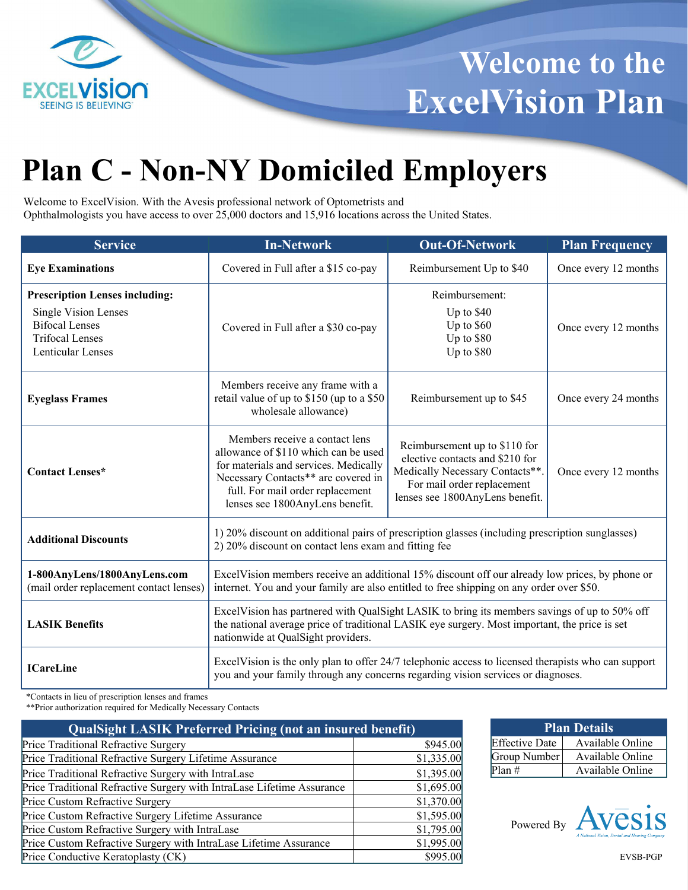EXCELVISION
SEEING IS BELIEVING

# Welcome to the ExcelVision Plan

# Plan C - Non-NY Domiciled Employers

Welcome to ExcelVision. With the Avesis professional network of Optometrists and Ophthalmologists you have access to over 25,000 doctors and 15,916 locations across the United States.

| Service | In-Network | Out-Of-Network | Plan Frequency |
|---|---|---|---|
| **Eye Examinations** | Covered in Full after a $15 co-pay | Reimbursement Up to $40 | Once every 12 months |
| **Prescription Lenses including:**<br>Single Vision Lenses<br>Bifocal Lenses<br>Trifocal Lenses<br>Lenticular Lenses | Covered in Full after a $30 co-pay | Reimbursement:<br>Up to $40<br>Up to $60<br>Up to $80<br>Up to $80 | Once every 12 months |
| **Eyeglass Frames** | Members receive any frame with a retail value of up to $150 (up to a $50 wholesale allowance) | Reimbursement up to $45 | Once every 24 months |
| **Contact Lenses*** | Members receive a contact lens allowance of $110 which can be used for materials and services. Medically Necessary Contacts** are covered in full. For mail order replacement lenses see 1800AnyLens benefit. | Reimbursement up to $110 for elective contacts and $210 for Medically Necessary Contacts**. For mail order replacement lenses see 1800AnyLens benefit. | Once every 12 months |
| **Additional Discounts** | 1) 20% discount on additional pairs of prescription glasses (including prescription sunglasses)<br>2) 20% discount on contact lens exam and fitting fee | | |
| **1-800AnyLens/1800AnyLens.com** (mail order replacement contact lenses) | ExcelVision members receive an additional 15% discount off our already low prices, by phone or internet. You and your family are also entitled to free shipping on any order over $50. | | |
| **LASIK Benefits** | ExcelVision has partnered with QualSight LASIK to bring its members savings of up to 50% off the national average price of traditional LASIK eye surgery. Most important, the price is set nationwide at QualSight providers. | | |
| **ICareLine** | ExcelVision is the only plan to offer 24/7 telephonic access to licensed therapists who can support you and your family through any concerns regarding vision services or diagnoses. | | |

*Contacts in lieu of prescription lenses and frames
**Prior authorization required for Medically Necessary Contacts

| QualSight LASIK Preferred Pricing (not an insured benefit) | |
|---|---|
| Price Traditional Refractive Surgery | $945.00 |
| Price Traditional Refractive Surgery Lifetime Assurance | $1,335.00 |
| Price Traditional Refractive Surgery with IntraLase | $1,395.00 |
| Price Traditional Refractive Surgery with IntraLase Lifetime Assurance | $1,695.00 |
| Price Custom Refractive Surgery | $1,370.00 |
| Price Custom Refractive Surgery Lifetime Assurance | $1,595.00 |
| Price Custom Refractive Surgery with IntraLase | $1,795.00 |
| Price Custom Refractive Surgery with IntraLase Lifetime Assurance | $1,995.00 |
| Price Conductive Keratoplasty (CK) | $995.00 |

| Plan Details | |
|---|---|
| Effective Date | Available Online |
| Group Number | Available Online |
| Plan # | Available Online |

Powered By Avesis
A National Vision, Dental and Hearing Company

EVSB-PGP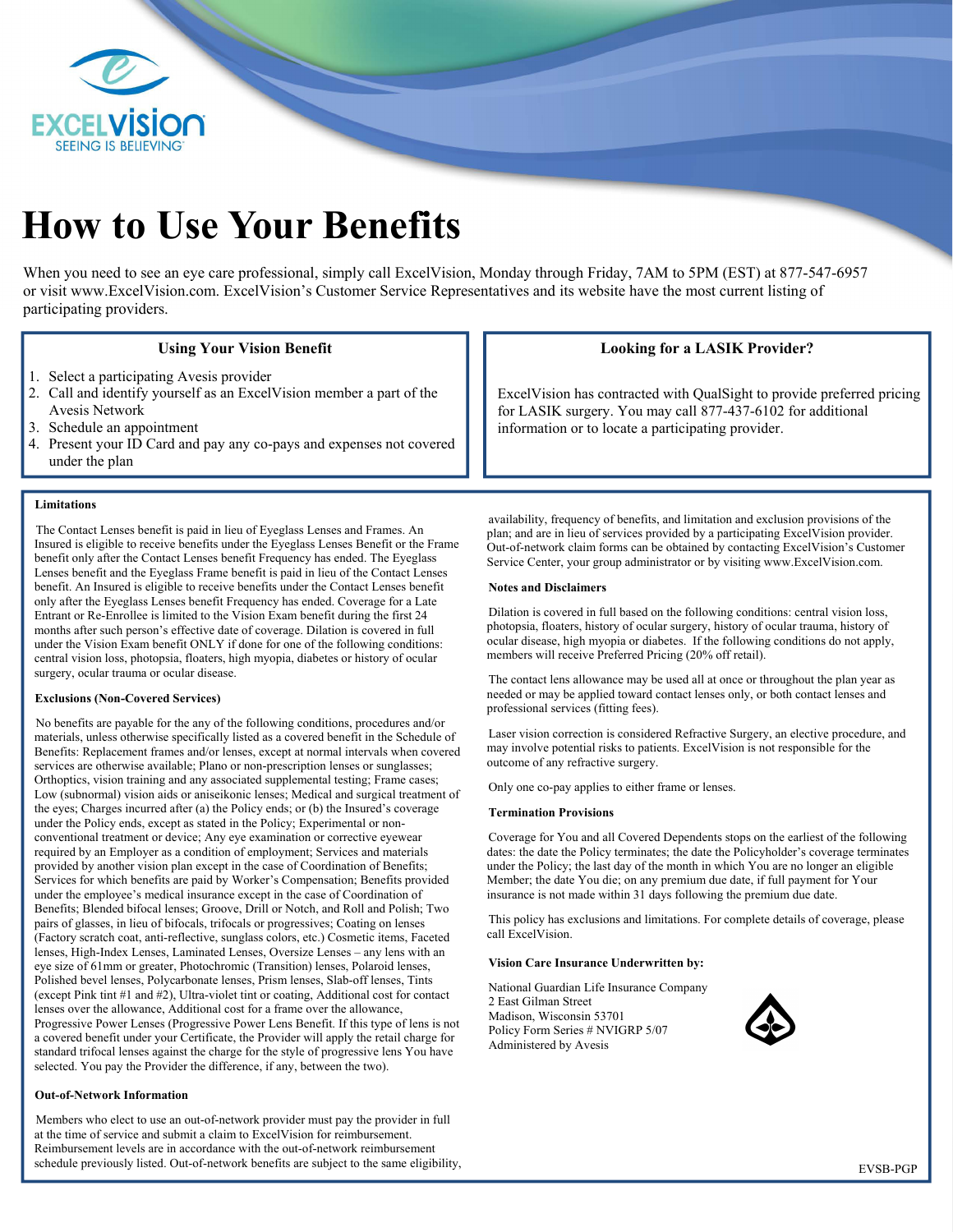EXCELVISION
SEEING IS BELIEVING

# How to Use Your Benefits

When you need to see an eye care professional, simply call ExcelVision, Monday through Friday, 7AM to 5PM (EST) at 877-547-6957 or visit www.ExcelVision.com. ExcelVision's Customer Service Representatives and its website have the most current listing of participating providers.

### Using Your Vision Benefit

1. Select a participating Avesis provider
2. Call and identify yourself as an ExcelVision member a part of the Avesis Network
3. Schedule an appointment
4. Present your ID Card and pay any co-pays and expenses not covered under the plan

### Looking for a LASIK Provider?

ExcelVision has contracted with QualSight to provide preferred pricing for LASIK surgery. You may call 877-437-6102 for additional information or to locate a participating provider.

#### Limitations

The Contact Lenses benefit is paid in lieu of Eyeglass Lenses and Frames. An Insured is eligible to receive benefits under the Eyeglass Lenses Benefit or the Frame benefit only after the Contact Lenses benefit Frequency has ended. The Eyeglass Lenses benefit and the Eyeglass Frame benefit is paid in lieu of the Contact Lenses benefit. An Insured is eligible to receive benefits under the Contact Lenses benefit only after the Eyeglass Lenses benefit Frequency has ended. Coverage for a Late Entrant or Re-Enrollee is limited to the Vision Exam benefit during the first 24 months after such person's effective date of coverage. Dilation is covered in full under the Vision Exam benefit ONLY if done for one of the following conditions: central vision loss, photopsia, floaters, high myopia, diabetes or history of ocular surgery, ocular trauma or ocular disease.

#### Exclusions (Non-Covered Services)

No benefits are payable for the any of the following conditions, procedures and/or materials, unless otherwise specifically listed as a covered benefit in the Schedule of Benefits: Replacement frames and/or lenses, except at normal intervals when covered services are otherwise available; Plano or non-prescription lenses or sunglasses; Orthoptics, vision training and any associated supplemental testing; Frame cases; Low (subnormal) vision aids or aniseikonic lenses; Medical and surgical treatment of the eyes; Charges incurred after (a) the Policy ends; or (b) the Insured's coverage under the Policy ends, except as stated in the Policy; Experimental or non-conventional treatment or device; Any eye examination or corrective eyewear required by an Employer as a condition of employment; Services and materials provided by another vision plan except in the case of Coordination of Benefits; Services for which benefits are paid by Worker's Compensation; Benefits provided under the employee's medical insurance except in the case of Coordination of Benefits; Blended bifocal lenses; Groove, Drill or Notch, and Roll and Polish; Two pairs of glasses, in lieu of bifocals, trifocals or progressives; Coating on lenses (Factory scratch coat, anti-reflective, sunglass colors, etc.) Cosmetic items, Faceted lenses, High-Index Lenses, Laminated Lenses, Oversize Lenses – any lens with an eye size of 61mm or greater, Photochromic (Transition) lenses, Polaroid lenses, Polished bevel lenses, Polycarbonate lenses, Prism lenses, Slab-off lenses, Tints (except Pink tint #1 and #2), Ultra-violet tint or coating, Additional cost for contact lenses over the allowance, Additional cost for a frame over the allowance, Progressive Power Lenses (Progressive Power Lens Benefit. If this type of lens is not a covered benefit under your Certificate, the Provider will apply the retail charge for standard trifocal lenses against the charge for the style of progressive lens You have selected. You pay the Provider the difference, if any, between the two).

#### Out-of-Network Information

Members who elect to use an out-of-network provider must pay the provider in full at the time of service and submit a claim to ExcelVision for reimbursement. Reimbursement levels are in accordance with the out-of-network reimbursement schedule previously listed. Out-of-network benefits are subject to the same eligibility, availability, frequency of benefits, and limitation and exclusion provisions of the plan; and are in lieu of services provided by a participating ExcelVision provider. Out-of-network claim forms can be obtained by contacting ExcelVision's Customer Service Center, your group administrator or by visiting www.ExcelVision.com.

#### Notes and Disclaimers

Dilation is covered in full based on the following conditions: central vision loss, photopsia, floaters, history of ocular surgery, history of ocular trauma, history of ocular disease, high myopia or diabetes. If the following conditions do not apply, members will receive Preferred Pricing (20% off retail).

The contact lens allowance may be used all at once or throughout the plan year as needed or may be applied toward contact lenses only, or both contact lenses and professional services (fitting fees).

Laser vision correction is considered Refractive Surgery, an elective procedure, and may involve potential risks to patients. ExcelVision is not responsible for the outcome of any refractive surgery.

Only one co-pay applies to either frame or lenses.

#### Termination Provisions

Coverage for You and all Covered Dependents stops on the earliest of the following dates: the date the Policy terminates; the date the Policyholder's coverage terminates under the Policy; the last day of the month in which You are no longer an eligible Member; the date You die; on any premium due date, if full payment for Your insurance is not made within 31 days following the premium due date.

This policy has exclusions and limitations. For complete details of coverage, please call ExcelVision.

#### Vision Care Insurance Underwritten by:

National Guardian Life Insurance Company
2 East Gilman Street
Madison, Wisconsin 53701
Policy Form Series # NVIGRP 5/07
Administered by Avesis

EVSB-PGP